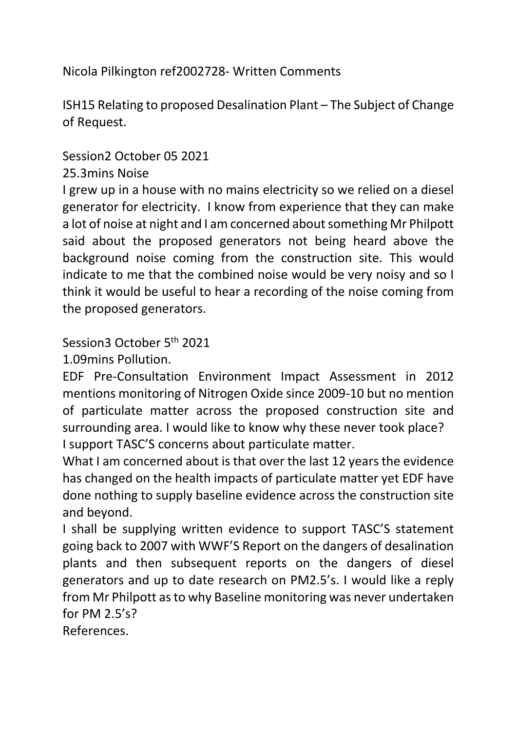Nicola Pilkington ref2002728- Written Comments

ISH15 Relating to proposed Desalination Plant – The Subject of Change of Request.

Session2 October 05 2021

25.3mins Noise

I grew up in a house with no mains electricity so we relied on a diesel generator for electricity. I know from experience that they can make a lot of noise at night and I am concerned about something Mr Philpott said about the proposed generators not being heard above the background noise coming from the construction site. This would indicate to me that the combined noise would be very noisy and so I think it would be useful to hear a recording of the noise coming from the proposed generators.

Session3 October 5th 2021

1.09mins Pollution.

EDF Pre-Consultation Environment Impact Assessment in 2012 mentions monitoring of Nitrogen Oxide since 2009-10 but no mention of particulate matter across the proposed construction site and surrounding area. I would like to know why these never took place?

I support TASC'S concerns about particulate matter.

What I am concerned about is that over the last 12 years the evidence has changed on the health impacts of particulate matter yet EDF have done nothing to supply baseline evidence across the construction site and beyond.

I shall be supplying written evidence to support TASC'S statement going back to 2007 with WWF'S Report on the dangers of desalination plants and then subsequent reports on the dangers of diesel generators and up to date research on PM2.5's. I would like a reply from Mr Philpott as to why Baseline monitoring was never undertaken for PM 2.5's?

References.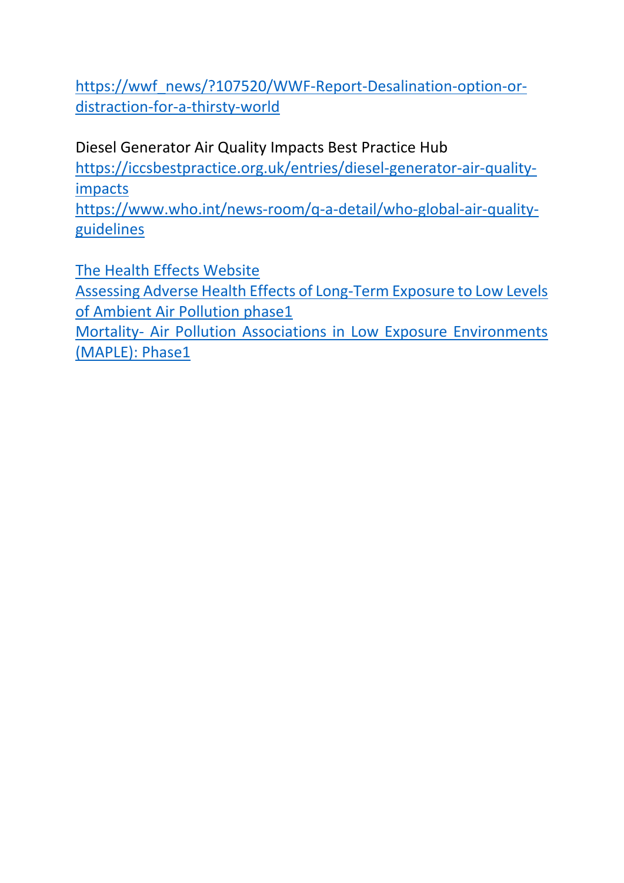https://wwf_news/?107520/WWF-Report-Desalination-option-or-distraction-for-a-thirsty-world

Diesel Generator Air Quality Impacts Best Practice Hub
https://iccsbestpractice.org.uk/entries/diesel-generator-air-quality-impacts
https://www.who.int/news-room/q-a-detail/who-global-air-quality-guidelines

The Health Effects Website
Assessing Adverse Health Effects of Long-Term Exposure to Low Levels of Ambient Air Pollution phase1
Mortality- Air Pollution Associations in Low Exposure Environments (MAPLE): Phase1